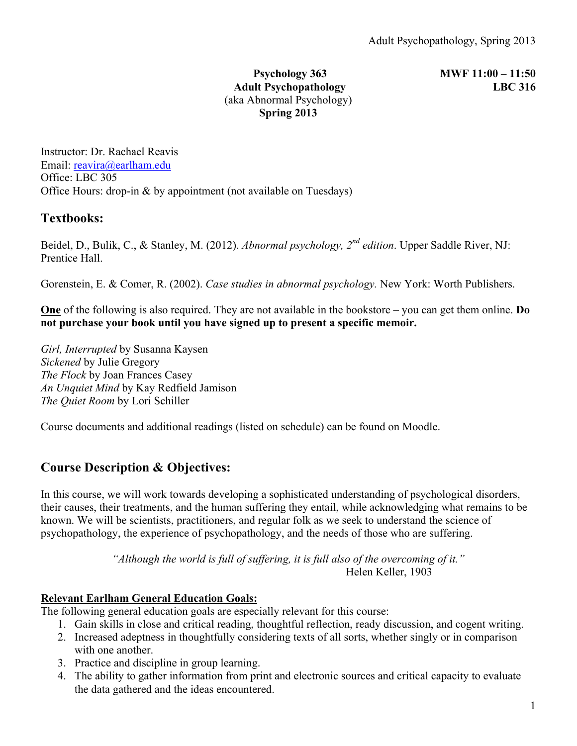**Psychology 363**
**Adult Psychopathology**
(aka Abnormal Psychology)
**Spring 2013**

**MWF 11:00 – 11:50**
**LBC 316**

Instructor: Dr. Rachael Reavis
Email: reavira@earlham.edu
Office: LBC 305
Office Hours: drop-in & by appointment (not available on Tuesdays)

## Textbooks:

Beidel, D., Bulik, C., & Stanley, M. (2012). *Abnormal psychology, 2nd edition*. Upper Saddle River, NJ: Prentice Hall.

Gorenstein, E. & Comer, R. (2002). *Case studies in abnormal psychology.* New York: Worth Publishers.

**One** of the following is also required. They are not available in the bookstore – you can get them online. **Do not purchase your book until you have signed up to present a specific memoir.**

*Girl, Interrupted* by Susanna Kaysen
*Sickened* by Julie Gregory
*The Flock* by Joan Frances Casey
*An Unquiet Mind* by Kay Redfield Jamison
*The Quiet Room* by Lori Schiller

Course documents and additional readings (listed on schedule) can be found on Moodle.

## Course Description & Objectives:

In this course, we will work towards developing a sophisticated understanding of psychological disorders, their causes, their treatments, and the human suffering they entail, while acknowledging what remains to be known. We will be scientists, practitioners, and regular folk as we seek to understand the science of psychopathology, the experience of psychopathology, and the needs of those who are suffering.

> *"Although the world is full of suffering, it is full also of the overcoming of it."*
> Helen Keller, 1903

**Relevant Earlham General Education Goals:**

The following general education goals are especially relevant for this course:

1. Gain skills in close and critical reading, thoughtful reflection, ready discussion, and cogent writing.
2. Increased adeptness in thoughtfully considering texts of all sorts, whether singly or in comparison with one another.
3. Practice and discipline in group learning.
4. The ability to gather information from print and electronic sources and critical capacity to evaluate the data gathered and the ideas encountered.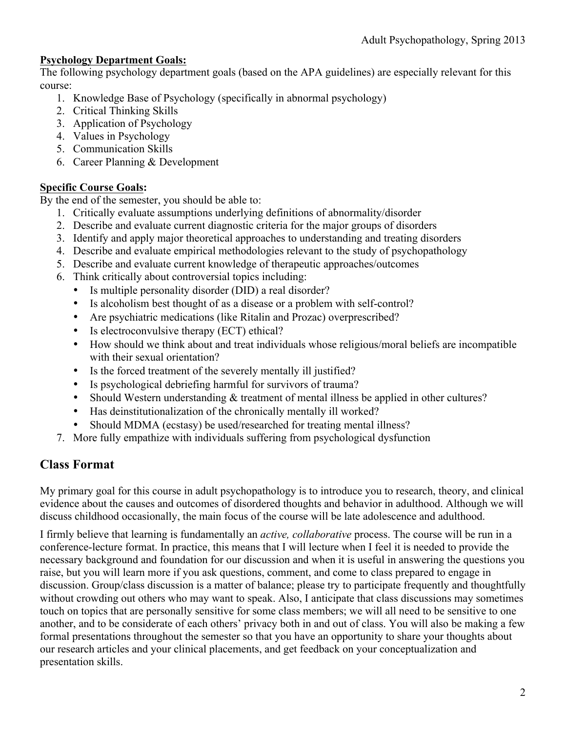**Psychology Department Goals:**
The following psychology department goals (based on the APA guidelines) are especially relevant for this course:

1. Knowledge Base of Psychology (specifically in abnormal psychology)
2. Critical Thinking Skills
3. Application of Psychology
4. Values in Psychology
5. Communication Skills
6. Career Planning & Development

**Specific Course Goals:**
By the end of the semester, you should be able to:

1. Critically evaluate assumptions underlying definitions of abnormality/disorder
2. Describe and evaluate current diagnostic criteria for the major groups of disorders
3. Identify and apply major theoretical approaches to understanding and treating disorders
4. Describe and evaluate empirical methodologies relevant to the study of psychopathology
5. Describe and evaluate current knowledge of therapeutic approaches/outcomes
6. Think critically about controversial topics including:
   - Is multiple personality disorder (DID) a real disorder?
   - Is alcoholism best thought of as a disease or a problem with self-control?
   - Are psychiatric medications (like Ritalin and Prozac) overprescribed?
   - Is electroconvulsive therapy (ECT) ethical?
   - How should we think about and treat individuals whose religious/moral beliefs are incompatible with their sexual orientation?
   - Is the forced treatment of the severely mentally ill justified?
   - Is psychological debriefing harmful for survivors of trauma?
   - Should Western understanding & treatment of mental illness be applied in other cultures?
   - Has deinstitutionalization of the chronically mentally ill worked?
   - Should MDMA (ecstasy) be used/researched for treating mental illness?
7. More fully empathize with individuals suffering from psychological dysfunction

## Class Format

My primary goal for this course in adult psychopathology is to introduce you to research, theory, and clinical evidence about the causes and outcomes of disordered thoughts and behavior in adulthood. Although we will discuss childhood occasionally, the main focus of the course will be late adolescence and adulthood.

I firmly believe that learning is fundamentally an *active, collaborative* process. The course will be run in a conference-lecture format. In practice, this means that I will lecture when I feel it is needed to provide the necessary background and foundation for our discussion and when it is useful in answering the questions you raise, but you will learn more if you ask questions, comment, and come to class prepared to engage in discussion. Group/class discussion is a matter of balance; please try to participate frequently and thoughtfully without crowding out others who may want to speak. Also, I anticipate that class discussions may sometimes touch on topics that are personally sensitive for some class members; we will all need to be sensitive to one another, and to be considerate of each others' privacy both in and out of class. You will also be making a few formal presentations throughout the semester so that you have an opportunity to share your thoughts about our research articles and your clinical placements, and get feedback on your conceptualization and presentation skills.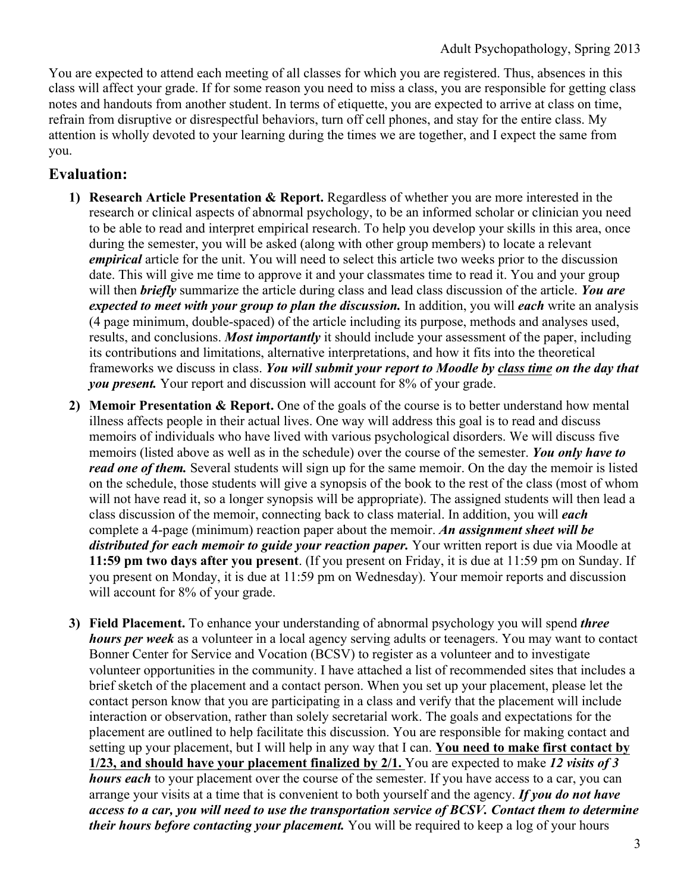You are expected to attend each meeting of all classes for which you are registered. Thus, absences in this class will affect your grade. If for some reason you need to miss a class, you are responsible for getting class notes and handouts from another student. In terms of etiquette, you are expected to arrive at class on time, refrain from disruptive or disrespectful behaviors, turn off cell phones, and stay for the entire class. My attention is wholly devoted to your learning during the times we are together, and I expect the same from you.

## Evaluation:

1) **Research Article Presentation & Report.** Regardless of whether you are more interested in the research or clinical aspects of abnormal psychology, to be an informed scholar or clinician you need to be able to read and interpret empirical research. To help you develop your skills in this area, once during the semester, you will be asked (along with other group members) to locate a relevant ***empirical*** article for the unit. You will need to select this article two weeks prior to the discussion date. This will give me time to approve it and your classmates time to read it. You and your group will then ***briefly*** summarize the article during class and lead class discussion of the article. ***You are expected to meet with your group to plan the discussion.*** In addition, you will ***each*** write an analysis (4 page minimum, double-spaced) of the article including its purpose, methods and analyses used, results, and conclusions. ***Most importantly*** it should include your assessment of the paper, including its contributions and limitations, alternative interpretations, and how it fits into the theoretical frameworks we discuss in class. ***You will submit your report to Moodle by <u>class time</u> on the day that you present.*** Your report and discussion will account for 8% of your grade.

2) **Memoir Presentation & Report.** One of the goals of the course is to better understand how mental illness affects people in their actual lives. One way will address this goal is to read and discuss memoirs of individuals who have lived with various psychological disorders. We will discuss five memoirs (listed above as well as in the schedule) over the course of the semester. ***You only have to read one of them.*** Several students will sign up for the same memoir. On the day the memoir is listed on the schedule, those students will give a synopsis of the book to the rest of the class (most of whom will not have read it, so a longer synopsis will be appropriate). The assigned students will then lead a class discussion of the memoir, connecting back to class material. In addition, you will ***each*** complete a 4-page (minimum) reaction paper about the memoir. ***An assignment sheet will be distributed for each memoir to guide your reaction paper.*** Your written report is due via Moodle at **11:59 pm two days after you present**. (If you present on Friday, it is due at 11:59 pm on Sunday. If you present on Monday, it is due at 11:59 pm on Wednesday). Your memoir reports and discussion will account for 8% of your grade.

3) **Field Placement.** To enhance your understanding of abnormal psychology you will spend ***three hours per week*** as a volunteer in a local agency serving adults or teenagers. You may want to contact Bonner Center for Service and Vocation (BCSV) to register as a volunteer and to investigate volunteer opportunities in the community. I have attached a list of recommended sites that includes a brief sketch of the placement and a contact person. When you set up your placement, please let the contact person know that you are participating in a class and verify that the placement will include interaction or observation, rather than solely secretarial work. The goals and expectations for the placement are outlined to help facilitate this discussion. You are responsible for making contact and setting up your placement, but I will help in any way that I can. <u>**You need to make first contact by 1/23, and should have your placement finalized by 2/1.**</u> You are expected to make ***12 visits of 3 hours each*** to your placement over the course of the semester. If you have access to a car, you can arrange your visits at a time that is convenient to both yourself and the agency. ***If you do not have access to a car, you will need to use the transportation service of BCSV. Contact them to determine their hours before contacting your placement.*** You will be required to keep a log of your hours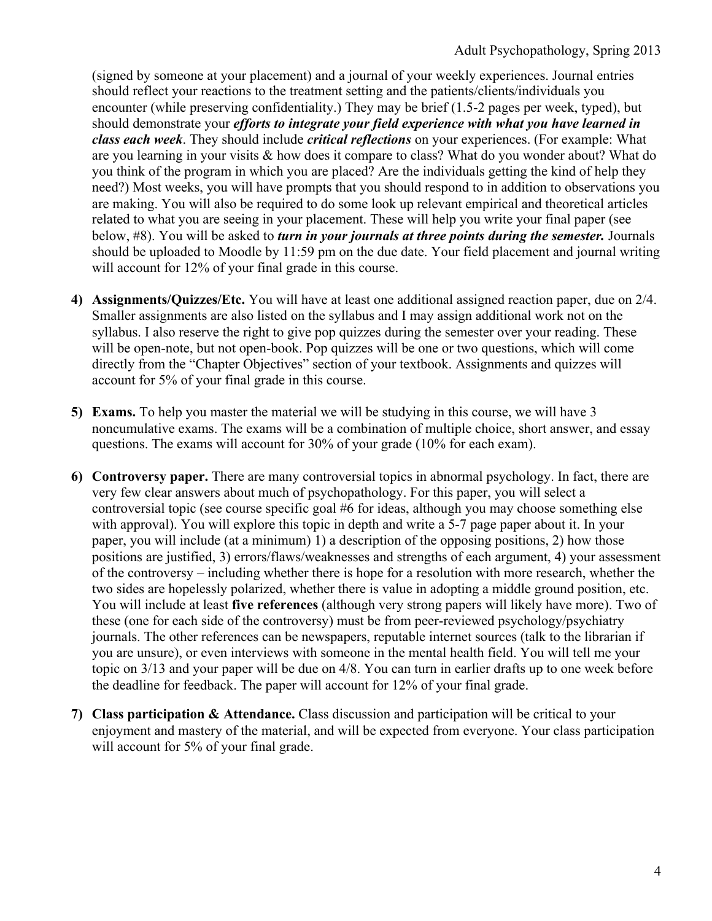(signed by someone at your placement) and a journal of your weekly experiences. Journal entries should reflect your reactions to the treatment setting and the patients/clients/individuals you encounter (while preserving confidentiality.) They may be brief (1.5-2 pages per week, typed), but should demonstrate your ***efforts to integrate your field experience with what you have learned in class each week***. They should include ***critical reflections*** on your experiences. (For example: What are you learning in your visits & how does it compare to class? What do you wonder about? What do you think of the program in which you are placed? Are the individuals getting the kind of help they need?) Most weeks, you will have prompts that you should respond to in addition to observations you are making. You will also be required to do some look up relevant empirical and theoretical articles related to what you are seeing in your placement. These will help you write your final paper (see below, #8). You will be asked to ***turn in your journals at three points during the semester.*** Journals should be uploaded to Moodle by 11:59 pm on the due date. Your field placement and journal writing will account for 12% of your final grade in this course.

4) **Assignments/Quizzes/Etc.** You will have at least one additional assigned reaction paper, due on 2/4. Smaller assignments are also listed on the syllabus and I may assign additional work not on the syllabus. I also reserve the right to give pop quizzes during the semester over your reading. These will be open-note, but not open-book. Pop quizzes will be one or two questions, which will come directly from the "Chapter Objectives" section of your textbook. Assignments and quizzes will account for 5% of your final grade in this course.

5) **Exams.** To help you master the material we will be studying in this course, we will have 3 noncumulative exams. The exams will be a combination of multiple choice, short answer, and essay questions. The exams will account for 30% of your grade (10% for each exam).

6) **Controversy paper.** There are many controversial topics in abnormal psychology. In fact, there are very few clear answers about much of psychopathology. For this paper, you will select a controversial topic (see course specific goal #6 for ideas, although you may choose something else with approval). You will explore this topic in depth and write a 5-7 page paper about it. In your paper, you will include (at a minimum) 1) a description of the opposing positions, 2) how those positions are justified, 3) errors/flaws/weaknesses and strengths of each argument, 4) your assessment of the controversy – including whether there is hope for a resolution with more research, whether the two sides are hopelessly polarized, whether there is value in adopting a middle ground position, etc. You will include at least **five references** (although very strong papers will likely have more). Two of these (one for each side of the controversy) must be from peer-reviewed psychology/psychiatry journals. The other references can be newspapers, reputable internet sources (talk to the librarian if you are unsure), or even interviews with someone in the mental health field. You will tell me your topic on 3/13 and your paper will be due on 4/8. You can turn in earlier drafts up to one week before the deadline for feedback. The paper will account for 12% of your final grade.

7) **Class participation & Attendance.** Class discussion and participation will be critical to your enjoyment and mastery of the material, and will be expected from everyone. Your class participation will account for 5% of your final grade.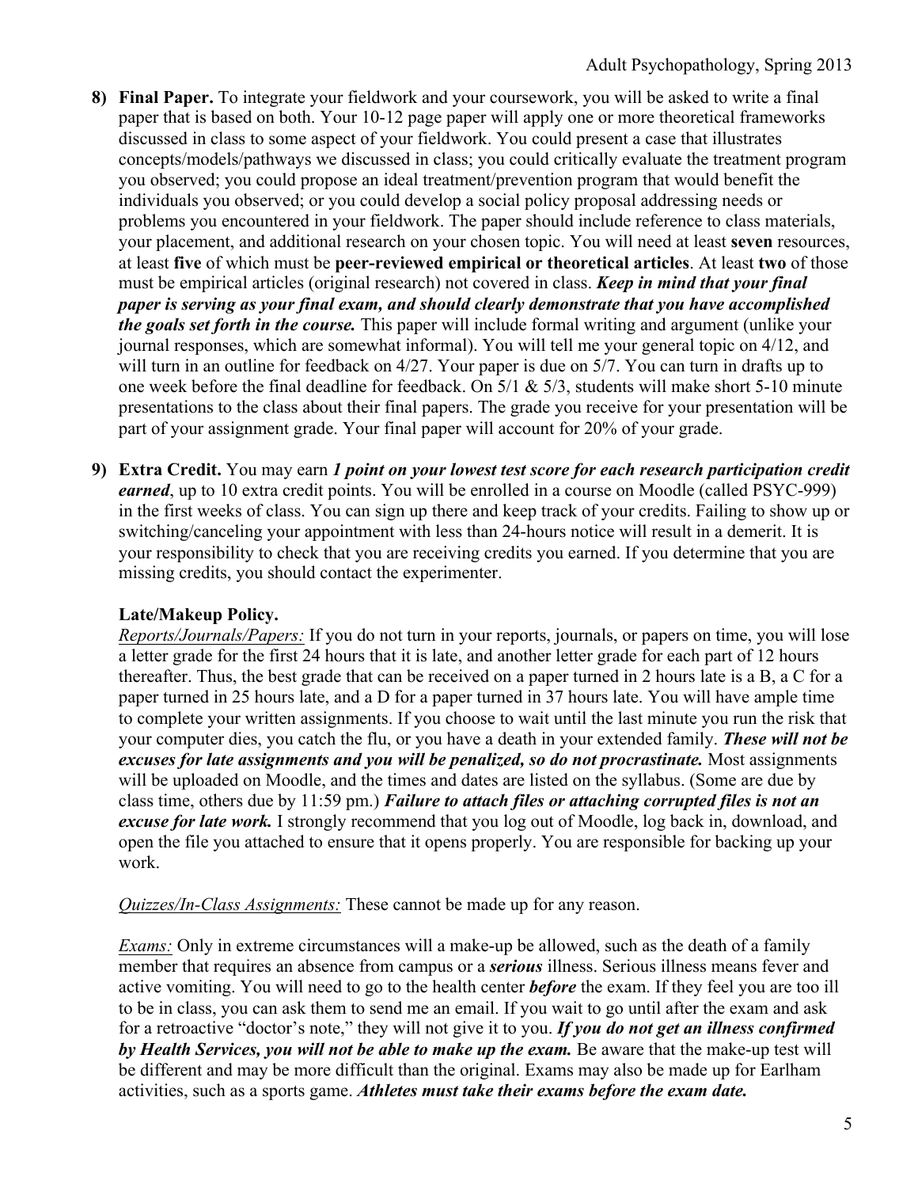8) **Final Paper.** To integrate your fieldwork and your coursework, you will be asked to write a final paper that is based on both. Your 10-12 page paper will apply one or more theoretical frameworks discussed in class to some aspect of your fieldwork. You could present a case that illustrates concepts/models/pathways we discussed in class; you could critically evaluate the treatment program you observed; you could propose an ideal treatment/prevention program that would benefit the individuals you observed; or you could develop a social policy proposal addressing needs or problems you encountered in your fieldwork. The paper should include reference to class materials, your placement, and additional research on your chosen topic. You will need at least **seven** resources, at least **five** of which must be **peer-reviewed empirical or theoretical articles**. At least **two** of those must be empirical articles (original research) not covered in class. ***Keep in mind that your final paper is serving as your final exam, and should clearly demonstrate that you have accomplished the goals set forth in the course.*** This paper will include formal writing and argument (unlike your journal responses, which are somewhat informal). You will tell me your general topic on 4/12, and will turn in an outline for feedback on 4/27. Your paper is due on 5/7. You can turn in drafts up to one week before the final deadline for feedback. On 5/1 & 5/3, students will make short 5-10 minute presentations to the class about their final papers. The grade you receive for your presentation will be part of your assignment grade. Your final paper will account for 20% of your grade.

9) **Extra Credit.** You may earn ***1 point on your lowest test score for each research participation credit earned***, up to 10 extra credit points. You will be enrolled in a course on Moodle (called PSYC-999) in the first weeks of class. You can sign up there and keep track of your credits. Failing to show up or switching/canceling your appointment with less than 24-hours notice will result in a demerit. It is your responsibility to check that you are receiving credits you earned. If you determine that you are missing credits, you should contact the experimenter.

**Late/Makeup Policy.**

_Reports/Journals/Papers:_ If you do not turn in your reports, journals, or papers on time, you will lose a letter grade for the first 24 hours that it is late, and another letter grade for each part of 12 hours thereafter. Thus, the best grade that can be received on a paper turned in 2 hours late is a B, a C for a paper turned in 25 hours late, and a D for a paper turned in 37 hours late. You will have ample time to complete your written assignments. If you choose to wait until the last minute you run the risk that your computer dies, you catch the flu, or you have a death in your extended family. ***These will not be excuses for late assignments and you will be penalized, so do not procrastinate.*** Most assignments will be uploaded on Moodle, and the times and dates are listed on the syllabus. (Some are due by class time, others due by 11:59 pm.) ***Failure to attach files or attaching corrupted files is not an excuse for late work.*** I strongly recommend that you log out of Moodle, log back in, download, and open the file you attached to ensure that it opens properly. You are responsible for backing up your work.

_Quizzes/In-Class Assignments:_ These cannot be made up for any reason.

_Exams:_ Only in extreme circumstances will a make-up be allowed, such as the death of a family member that requires an absence from campus or a ***serious*** illness. Serious illness means fever and active vomiting. You will need to go to the health center ***before*** the exam. If they feel you are too ill to be in class, you can ask them to send me an email. If you wait to go until after the exam and ask for a retroactive "doctor's note," they will not give it to you. ***If you do not get an illness confirmed by Health Services, you will not be able to make up the exam.*** Be aware that the make-up test will be different and may be more difficult than the original. Exams may also be made up for Earlham activities, such as a sports game. ***Athletes must take their exams before the exam date.***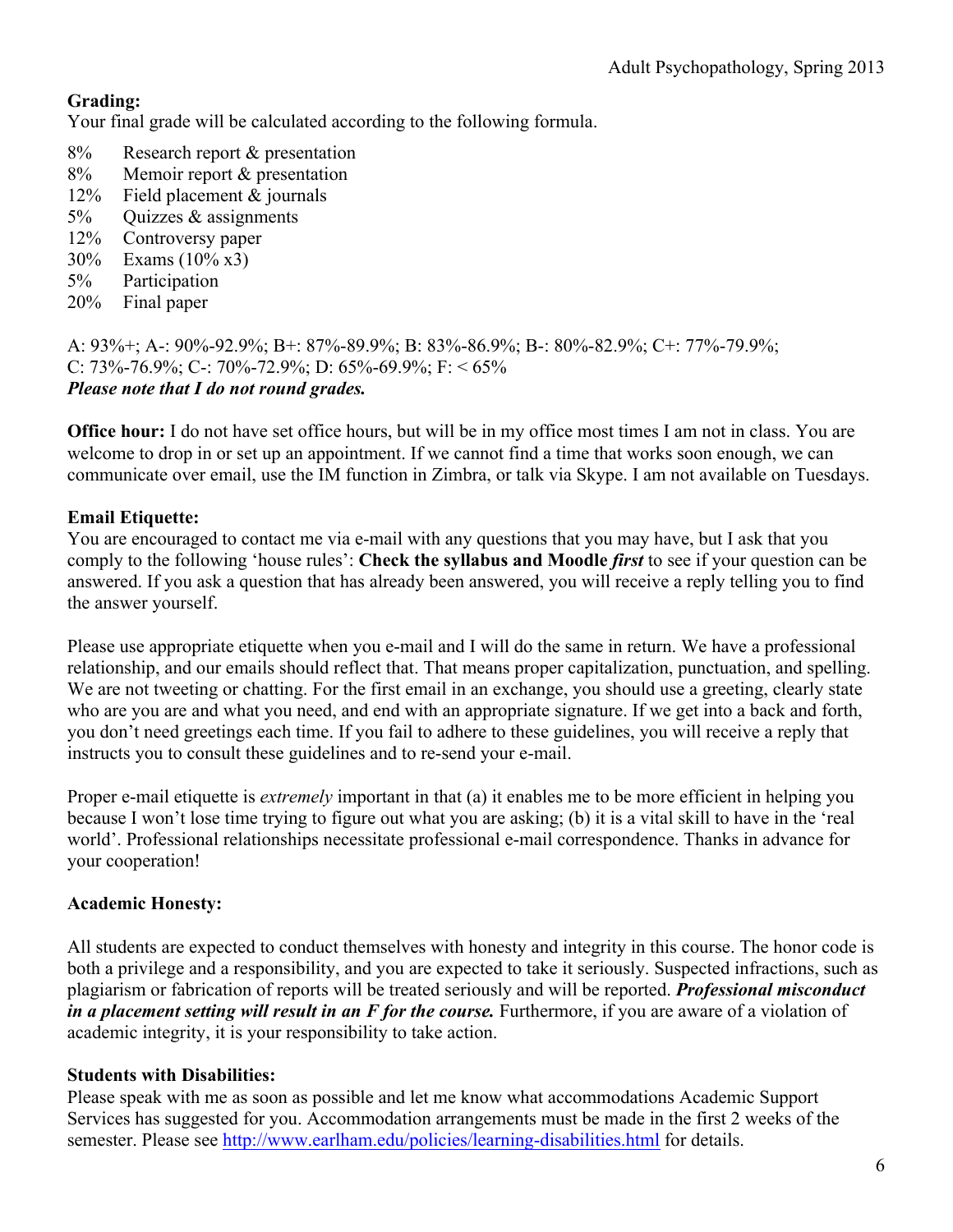**Grading:**
Your final grade will be calculated according to the following formula.

8% Research report & presentation
8% Memoir report & presentation
12% Field placement & journals
5% Quizzes & assignments
12% Controversy paper
30% Exams (10% x3)
5% Participation
20% Final paper

A: 93%+; A-: 90%-92.9%; B+: 87%-89.9%; B: 83%-86.9%; B-: 80%-82.9%; C+: 77%-79.9%; C: 73%-76.9%; C-: 70%-72.9%; D: 65%-69.9%; F: < 65%
***Please note that I do not round grades.***

**Office hour:** I do not have set office hours, but will be in my office most times I am not in class. You are welcome to drop in or set up an appointment. If we cannot find a time that works soon enough, we can communicate over email, use the IM function in Zimbra, or talk via Skype. I am not available on Tuesdays.

**Email Etiquette:**
You are encouraged to contact me via e-mail with any questions that you may have, but I ask that you comply to the following 'house rules': **Check the syllabus and Moodle *first*** to see if your question can be answered. If you ask a question that has already been answered, you will receive a reply telling you to find the answer yourself.

Please use appropriate etiquette when you e-mail and I will do the same in return. We have a professional relationship, and our emails should reflect that. That means proper capitalization, punctuation, and spelling. We are not tweeting or chatting. For the first email in an exchange, you should use a greeting, clearly state who are you are and what you need, and end with an appropriate signature. If we get into a back and forth, you don't need greetings each time. If you fail to adhere to these guidelines, you will receive a reply that instructs you to consult these guidelines and to re-send your e-mail.

Proper e-mail etiquette is *extremely* important in that (a) it enables me to be more efficient in helping you because I won't lose time trying to figure out what you are asking; (b) it is a vital skill to have in the 'real world'. Professional relationships necessitate professional e-mail correspondence. Thanks in advance for your cooperation!

**Academic Honesty:**

All students are expected to conduct themselves with honesty and integrity in this course. The honor code is both a privilege and a responsibility, and you are expected to take it seriously. Suspected infractions, such as plagiarism or fabrication of reports will be treated seriously and will be reported. ***Professional misconduct in a placement setting will result in an F for the course.*** Furthermore, if you are aware of a violation of academic integrity, it is your responsibility to take action.

**Students with Disabilities:**
Please speak with me as soon as possible and let me know what accommodations Academic Support Services has suggested for you. Accommodation arrangements must be made in the first 2 weeks of the semester. Please see http://www.earlham.edu/policies/learning-disabilities.html for details.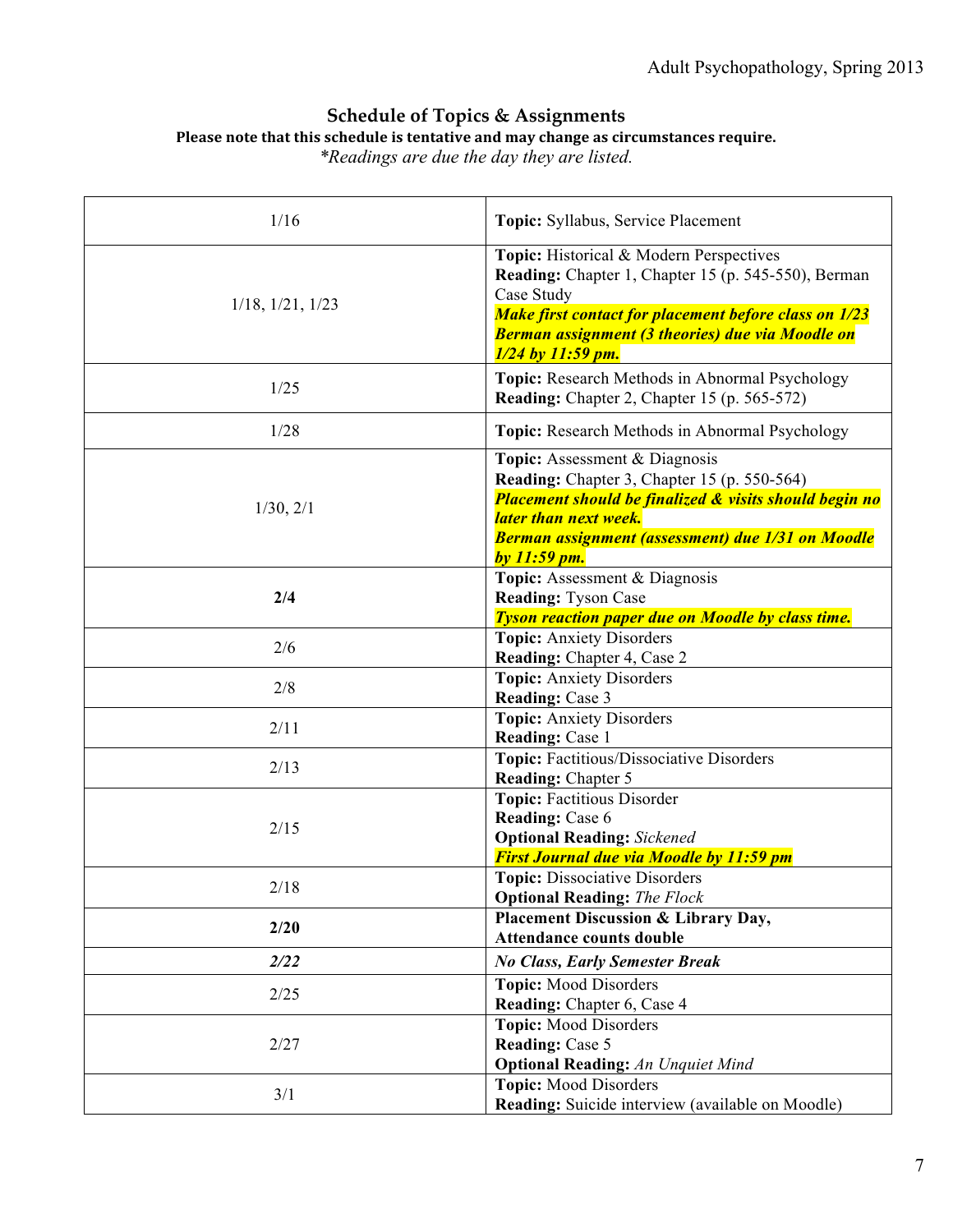## Schedule of Topics & Assignments

**Please note that this schedule is tentative and may change as circumstances require.**

*\*Readings are due the day they are listed.*

| Date | Topics & Assignments |
|---|---|
| 1/16 | **Topic:** Syllabus, Service Placement |
| 1/18, 1/21, 1/23 | **Topic:** Historical & Modern Perspectives<br>**Reading:** Chapter 1, Chapter 15 (p. 545-550), Berman Case Study<br>***Make first contact for placement before class on 1/23***<br>***Berman assignment (3 theories) due via Moodle on 1/24 by 11:59 pm.*** |
| 1/25 | **Topic:** Research Methods in Abnormal Psychology<br>**Reading:** Chapter 2, Chapter 15 (p. 565-572) |
| 1/28 | **Topic:** Research Methods in Abnormal Psychology |
| 1/30, 2/1 | **Topic:** Assessment & Diagnosis<br>**Reading:** Chapter 3, Chapter 15 (p. 550-564)<br>***Placement should be finalized & visits should begin no later than next week.***<br>***Berman assignment (assessment) due 1/31 on Moodle by 11:59 pm.*** |
| **2/4** | **Topic:** Assessment & Diagnosis<br>**Reading:** Tyson Case<br>***Tyson reaction paper due on Moodle by class time.*** |
| 2/6 | **Topic:** Anxiety Disorders<br>**Reading:** Chapter 4, Case 2 |
| 2/8 | **Topic:** Anxiety Disorders<br>**Reading:** Case 3 |
| 2/11 | **Topic:** Anxiety Disorders<br>**Reading:** Case 1 |
| 2/13 | **Topic:** Factitious/Dissociative Disorders<br>**Reading:** Chapter 5 |
| 2/15 | **Topic:** Factitious Disorder<br>**Reading:** Case 6<br>**Optional Reading:** *Sickened*<br>***First Journal due via Moodle by 11:59 pm*** |
| 2/18 | **Topic:** Dissociative Disorders<br>**Optional Reading:** *The Flock* |
| **2/20** | **Placement Discussion & Library Day, Attendance counts double** |
| ***2/22*** | ***No Class, Early Semester Break*** |
| 2/25 | **Topic:** Mood Disorders<br>**Reading:** Chapter 6, Case 4 |
| 2/27 | **Topic:** Mood Disorders<br>**Reading:** Case 5<br>**Optional Reading:** *An Unquiet Mind* |
| 3/1 | **Topic:** Mood Disorders<br>**Reading:** Suicide interview (available on Moodle) |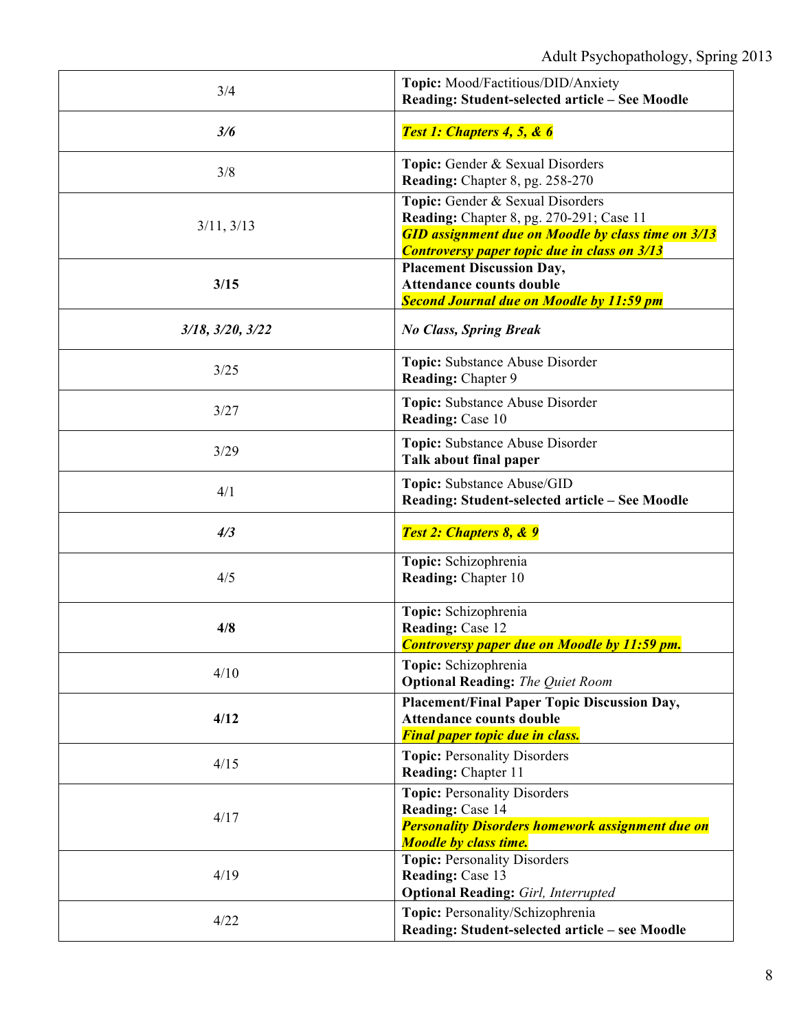| | |
|---|---|
| 3/4 | **Topic:** Mood/Factitious/DID/Anxiety<br>**Reading: Student-selected article – See Moodle** |
| ***3/6*** | ***Test 1: Chapters 4, 5, & 6*** |
| 3/8 | **Topic:** Gender & Sexual Disorders<br>**Reading:** Chapter 8, pg. 258-270 |
| 3/11, 3/13 | **Topic:** Gender & Sexual Disorders<br>**Reading:** Chapter 8, pg. 270-291; Case 11<br>***GID assignment due on Moodle by class time on 3/13***<br>***Controversy paper topic due in class on 3/13*** |
| **3/15** | **Placement Discussion Day,**<br>**Attendance counts double**<br>***Second Journal due on Moodle by 11:59 pm*** |
| ***3/18, 3/20, 3/22*** | ***No Class, Spring Break*** |
| 3/25 | **Topic:** Substance Abuse Disorder<br>**Reading:** Chapter 9 |
| 3/27 | **Topic:** Substance Abuse Disorder<br>**Reading:** Case 10 |
| 3/29 | **Topic:** Substance Abuse Disorder<br>**Talk about final paper** |
| 4/1 | **Topic:** Substance Abuse/GID<br>**Reading: Student-selected article – See Moodle** |
| ***4/3*** | ***Test 2: Chapters 8, & 9*** |
| 4/5 | **Topic:** Schizophrenia<br>**Reading:** Chapter 10 |
| **4/8** | **Topic:** Schizophrenia<br>**Reading:** Case 12<br>***Controversy paper due on Moodle by 11:59 pm.*** |
| 4/10 | **Topic:** Schizophrenia<br>**Optional Reading:** *The Quiet Room* |
| **4/12** | **Placement/Final Paper Topic Discussion Day,**<br>**Attendance counts double**<br>***Final paper topic due in class.*** |
| 4/15 | **Topic:** Personality Disorders<br>**Reading:** Chapter 11 |
| 4/17 | **Topic:** Personality Disorders<br>**Reading:** Case 14<br>***Personality Disorders homework assignment due on Moodle by class time.*** |
| 4/19 | **Topic:** Personality Disorders<br>**Reading:** Case 13<br>**Optional Reading:** *Girl, Interrupted* |
| 4/22 | **Topic:** Personality/Schizophrenia<br>**Reading: Student-selected article – see Moodle** |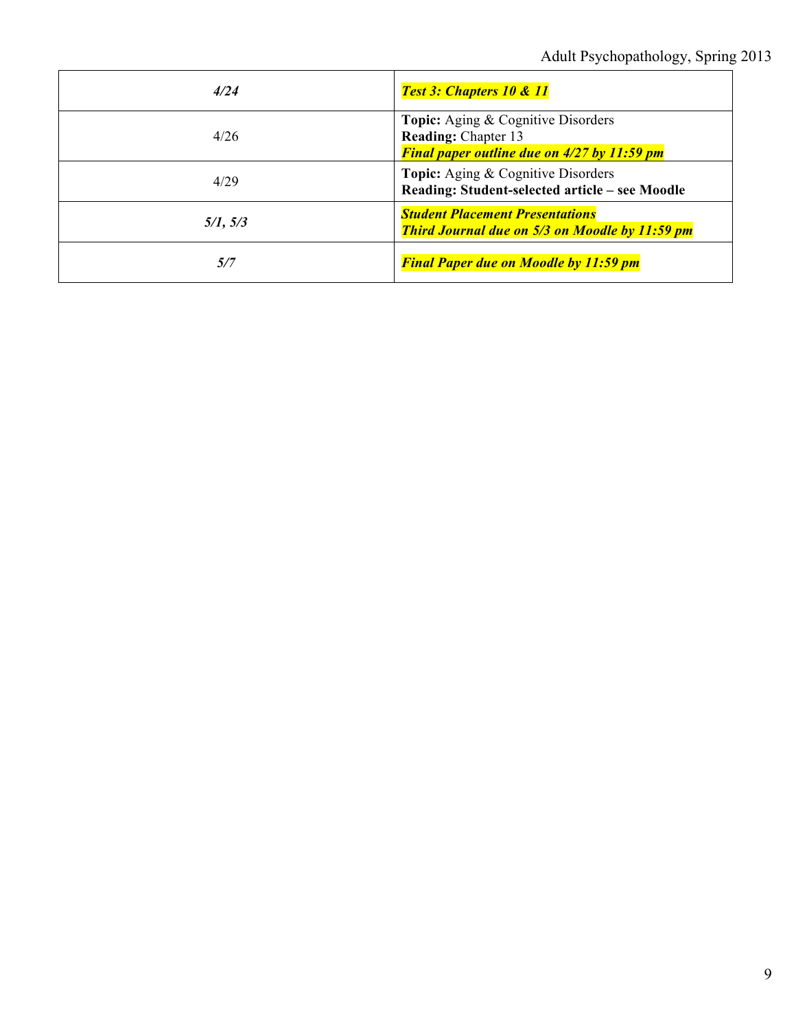| | |
|---|---|
| ***4/24*** | ***Test 3: Chapters 10 & 11*** |
| 4/26 | **Topic:** Aging & Cognitive Disorders<br>**Reading:** Chapter 13<br>***Final paper outline due on 4/27 by 11:59 pm*** |
| 4/29 | **Topic:** Aging & Cognitive Disorders<br>**Reading: Student-selected article – see Moodle** |
| ***5/1, 5/3*** | ***Student Placement Presentations***<br>***Third Journal due on 5/3 on Moodle by 11:59 pm*** |
| ***5/7*** | ***Final Paper due on Moodle by 11:59 pm*** |